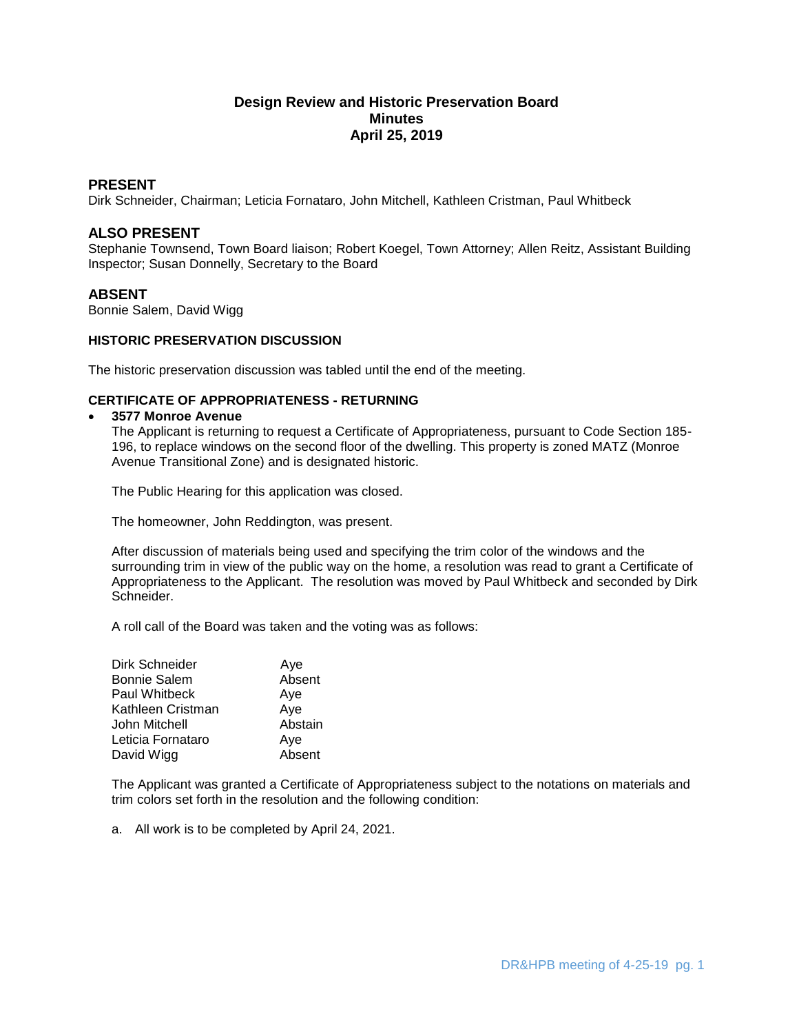# Design Review and Historic Preservation Board
# Minutes
# April 25, 2019

## PRESENT

Dirk Schneider, Chairman; Leticia Fornataro, John Mitchell, Kathleen Cristman, Paul Whitbeck

## ALSO PRESENT

Stephanie Townsend, Town Board liaison; Robert Koegel, Town Attorney; Allen Reitz, Assistant Building Inspector; Susan Donnelly, Secretary to the Board

## ABSENT

Bonnie Salem, David Wigg

### HISTORIC PRESERVATION DISCUSSION

The historic preservation discussion was tabled until the end of the meeting.

### CERTIFICATE OF APPROPRIATENESS - RETURNING

- **3577 Monroe Avenue**

  The Applicant is returning to request a Certificate of Appropriateness, pursuant to Code Section 185-196, to replace windows on the second floor of the dwelling. This property is zoned MATZ (Monroe Avenue Transitional Zone) and is designated historic.

  The Public Hearing for this application was closed.

  The homeowner, John Reddington, was present.

  After discussion of materials being used and specifying the trim color of the windows and the surrounding trim in view of the public way on the home, a resolution was read to grant a Certificate of Appropriateness to the Applicant. The resolution was moved by Paul Whitbeck and seconded by Dirk Schneider.

  A roll call of the Board was taken and the voting was as follows:

| | |
|---|---|
| Dirk Schneider | Aye |
| Bonnie Salem | Absent |
| Paul Whitbeck | Aye |
| Kathleen Cristman | Aye |
| John Mitchell | Abstain |
| Leticia Fornataro | Aye |
| David Wigg | Absent |

  The Applicant was granted a Certificate of Appropriateness subject to the notations on materials and trim colors set forth in the resolution and the following condition:

  a. All work is to be completed by April 24, 2021.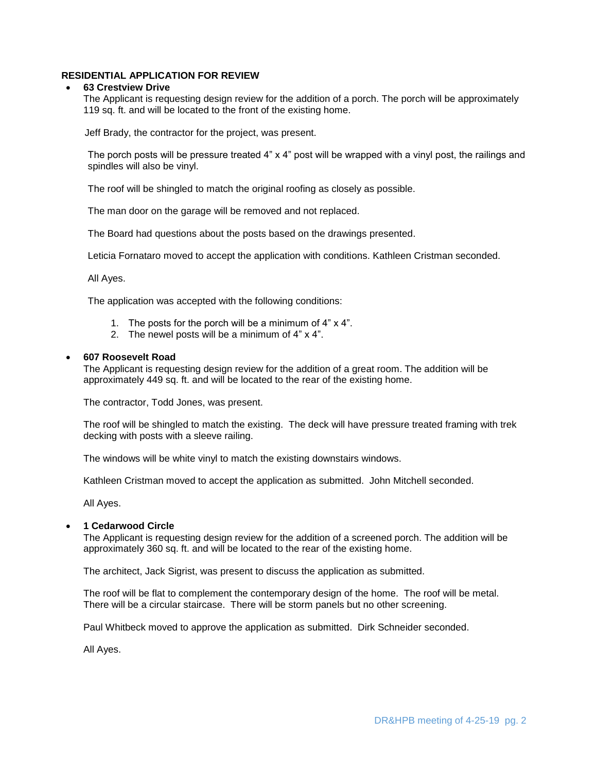**RESIDENTIAL APPLICATION FOR REVIEW**

- **63 Crestview Drive**

  The Applicant is requesting design review for the addition of a porch. The porch will be approximately 119 sq. ft. and will be located to the front of the existing home.

  Jeff Brady, the contractor for the project, was present.

  The porch posts will be pressure treated 4" x 4" post will be wrapped with a vinyl post, the railings and spindles will also be vinyl.

  The roof will be shingled to match the original roofing as closely as possible.

  The man door on the garage will be removed and not replaced.

  The Board had questions about the posts based on the drawings presented.

  Leticia Fornataro moved to accept the application with conditions. Kathleen Cristman seconded.

  All Ayes.

  The application was accepted with the following conditions:

  1. The posts for the porch will be a minimum of 4" x 4".
  2. The newel posts will be a minimum of 4" x 4".

- **607 Roosevelt Road**

  The Applicant is requesting design review for the addition of a great room. The addition will be approximately 449 sq. ft. and will be located to the rear of the existing home.

  The contractor, Todd Jones, was present.

  The roof will be shingled to match the existing. The deck will have pressure treated framing with trek decking with posts with a sleeve railing.

  The windows will be white vinyl to match the existing downstairs windows.

  Kathleen Cristman moved to accept the application as submitted. John Mitchell seconded.

  All Ayes.

- **1 Cedarwood Circle**

  The Applicant is requesting design review for the addition of a screened porch. The addition will be approximately 360 sq. ft. and will be located to the rear of the existing home.

  The architect, Jack Sigrist, was present to discuss the application as submitted.

  The roof will be flat to complement the contemporary design of the home. The roof will be metal. There will be a circular staircase. There will be storm panels but no other screening.

  Paul Whitbeck moved to approve the application as submitted. Dirk Schneider seconded.

  All Ayes.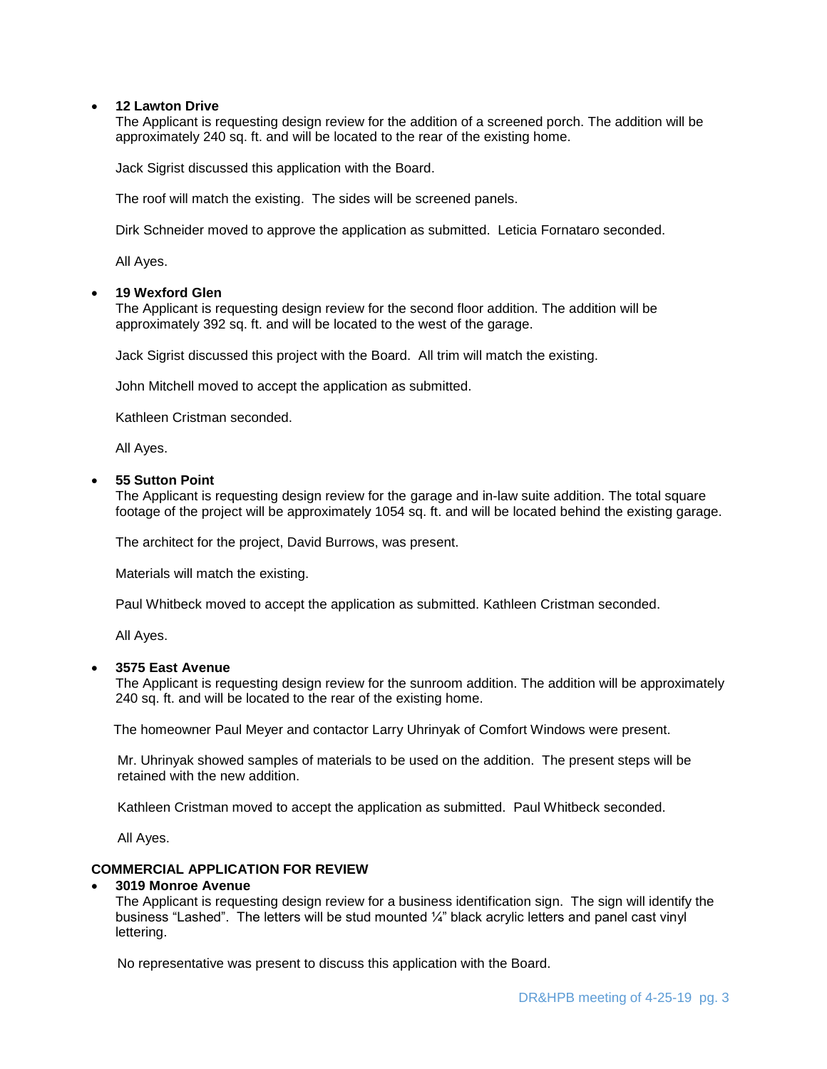- **12 Lawton Drive**
  The Applicant is requesting design review for the addition of a screened porch. The addition will be approximately 240 sq. ft. and will be located to the rear of the existing home.

  Jack Sigrist discussed this application with the Board.

  The roof will match the existing. The sides will be screened panels.

  Dirk Schneider moved to approve the application as submitted. Leticia Fornataro seconded.

  All Ayes.

- **19 Wexford Glen**
  The Applicant is requesting design review for the second floor addition. The addition will be approximately 392 sq. ft. and will be located to the west of the garage.

  Jack Sigrist discussed this project with the Board. All trim will match the existing.

  John Mitchell moved to accept the application as submitted.

  Kathleen Cristman seconded.

  All Ayes.

- **55 Sutton Point**
  The Applicant is requesting design review for the garage and in-law suite addition. The total square footage of the project will be approximately 1054 sq. ft. and will be located behind the existing garage.

  The architect for the project, David Burrows, was present.

  Materials will match the existing.

  Paul Whitbeck moved to accept the application as submitted. Kathleen Cristman seconded.

  All Ayes.

- **3575 East Avenue**
  The Applicant is requesting design review for the sunroom addition. The addition will be approximately 240 sq. ft. and will be located to the rear of the existing home.

  The homeowner Paul Meyer and contactor Larry Uhrinyak of Comfort Windows were present.

  Mr. Uhrinyak showed samples of materials to be used on the addition. The present steps will be retained with the new addition.

  Kathleen Cristman moved to accept the application as submitted. Paul Whitbeck seconded.

  All Ayes.

**COMMERCIAL APPLICATION FOR REVIEW**

- **3019 Monroe Avenue**
  The Applicant is requesting design review for a business identification sign. The sign will identify the business "Lashed". The letters will be stud mounted ¼" black acrylic letters and panel cast vinyl lettering.

  No representative was present to discuss this application with the Board.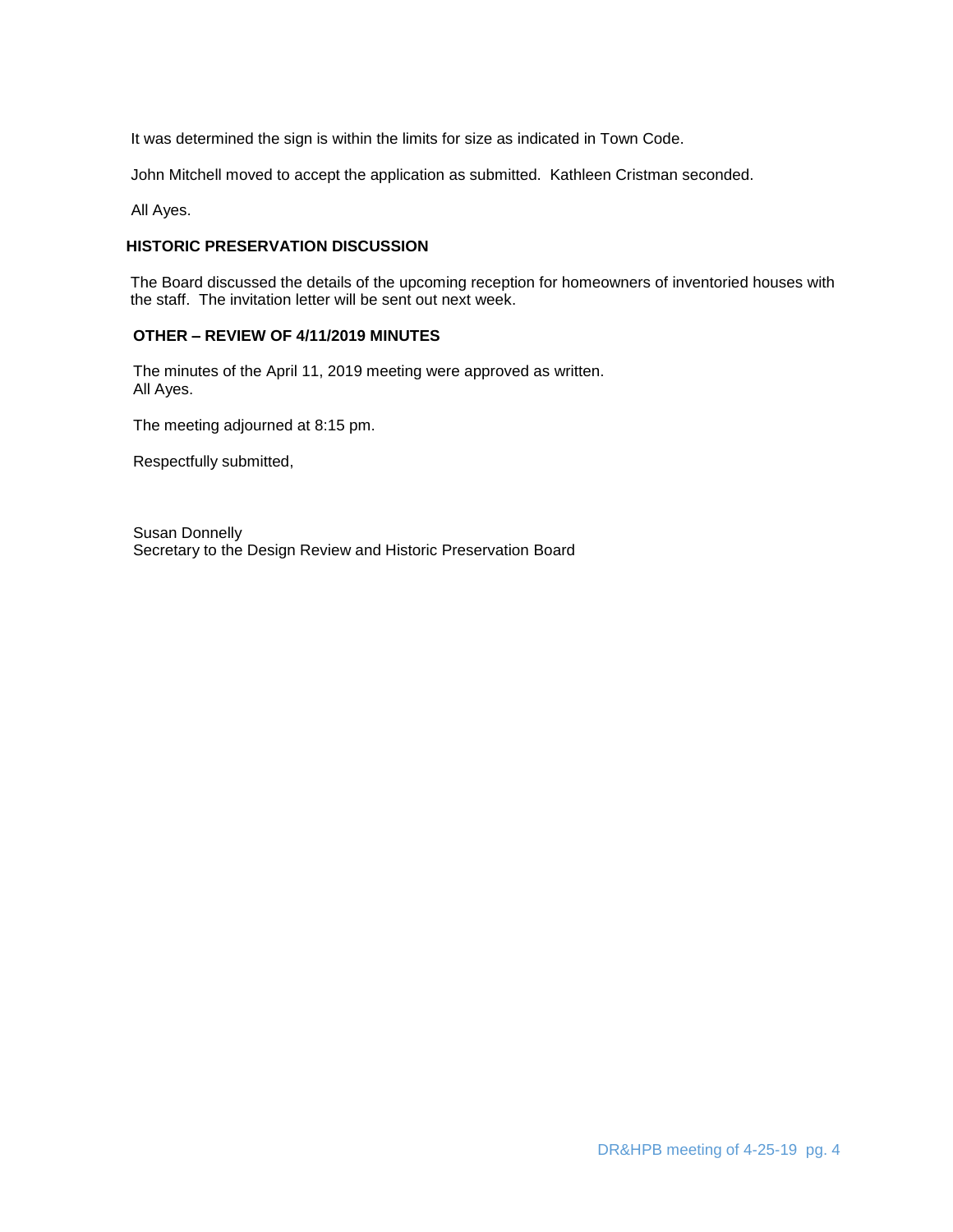It was determined the sign is within the limits for size as indicated in Town Code.

John Mitchell moved to accept the application as submitted. Kathleen Cristman seconded.

All Ayes.

**HISTORIC PRESERVATION DISCUSSION**

The Board discussed the details of the upcoming reception for homeowners of inventoried houses with the staff. The invitation letter will be sent out next week.

**OTHER – REVIEW OF 4/11/2019 MINUTES**

The minutes of the April 11, 2019 meeting were approved as written.
All Ayes.

The meeting adjourned at 8:15 pm.

Respectfully submitted,

Susan Donnelly
Secretary to the Design Review and Historic Preservation Board